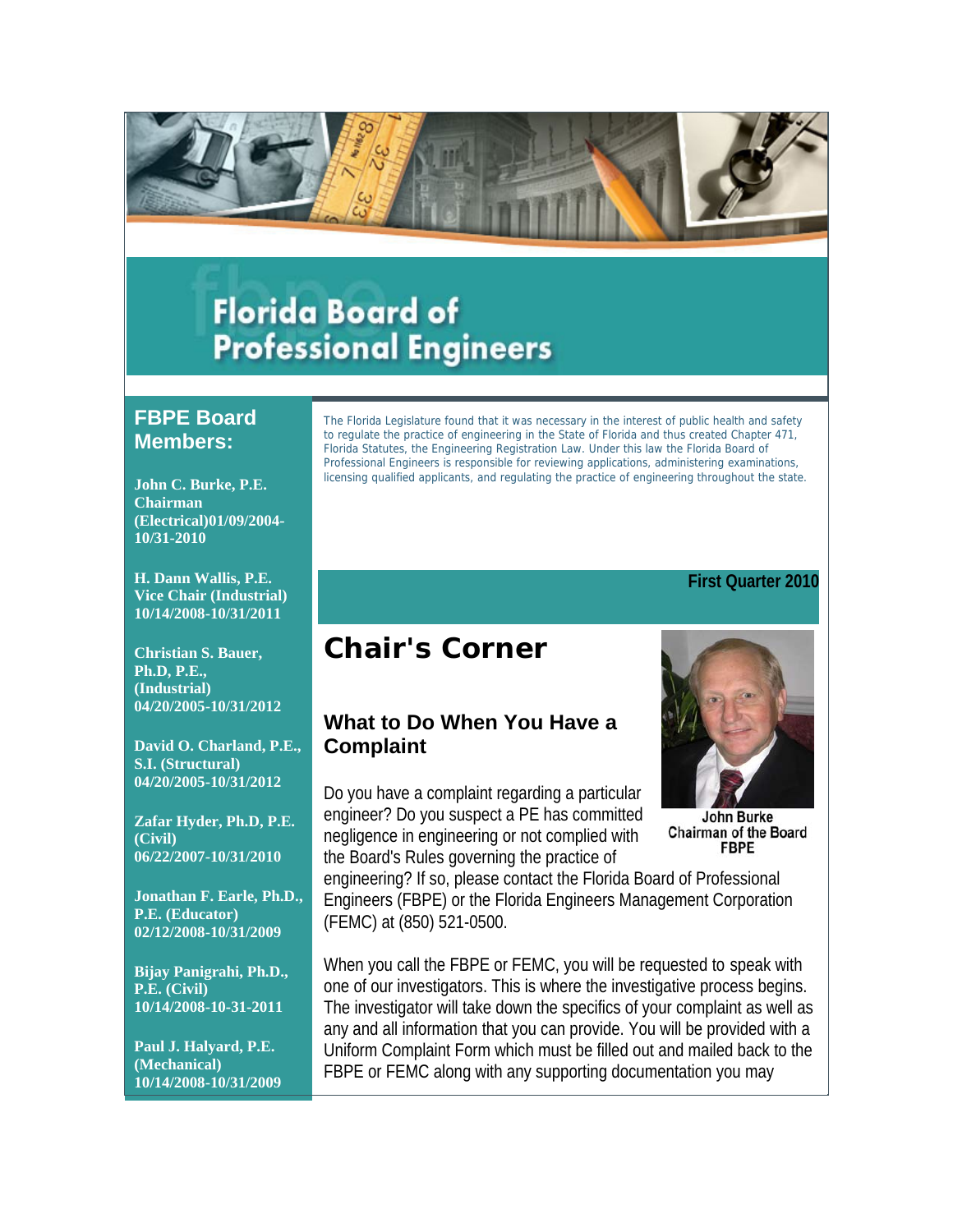# Florida Board of Professional Engineers

## FBPE Board Members:

**John C. Burke, P.E. Chairman (Electrical)01/09/2004-10/31-2010**

**H. Dann Wallis, P.E. Vice Chair (Industrial) 10/14/2008-10/31/2011**

**Christian S. Bauer, Ph.D, P.E., (Industrial) 04/20/2005-10/31/2012**

**David O. Charland, P.E., S.I. (Structural) 04/20/2005-10/31/2012**

**Zafar Hyder, Ph.D, P.E. (Civil) 06/22/2007-10/31/2010**

**Jonathan F. Earle, Ph.D., P.E. (Educator) 02/12/2008-10/31/2009**

**Bijay Panigrahi, Ph.D., P.E. (Civil) 10/14/2008-10-31-2011**

**Paul J. Halyard, P.E. (Mechanical) 10/14/2008-10/31/2009**

The Florida Legislature found that it was necessary in the interest of public health and safety to regulate the practice of engineering in the State of Florida and thus created Chapter 471, Florida Statutes, the Engineering Registration Law. Under this law the Florida Board of Professional Engineers is responsible for reviewing applications, administering examinations, licensing qualified applicants, and regulating the practice of engineering throughout the state.

**First Quarter 2010**

# Chair's Corner

John Burke
Chairman of the Board
FBPE

### What to Do When You Have a Complaint

Do you have a complaint regarding a particular engineer? Do you suspect a PE has committed negligence in engineering or not complied with the Board's Rules governing the practice of engineering? If so, please contact the Florida Board of Professional Engineers (FBPE) or the Florida Engineers Management Corporation (FEMC) at (850) 521-0500.

When you call the FBPE or FEMC, you will be requested to speak with one of our investigators. This is where the investigative process begins. The investigator will take down the specifics of your complaint as well as any and all information that you can provide. You will be provided with a Uniform Complaint Form which must be filled out and mailed back to the FBPE or FEMC along with any supporting documentation you may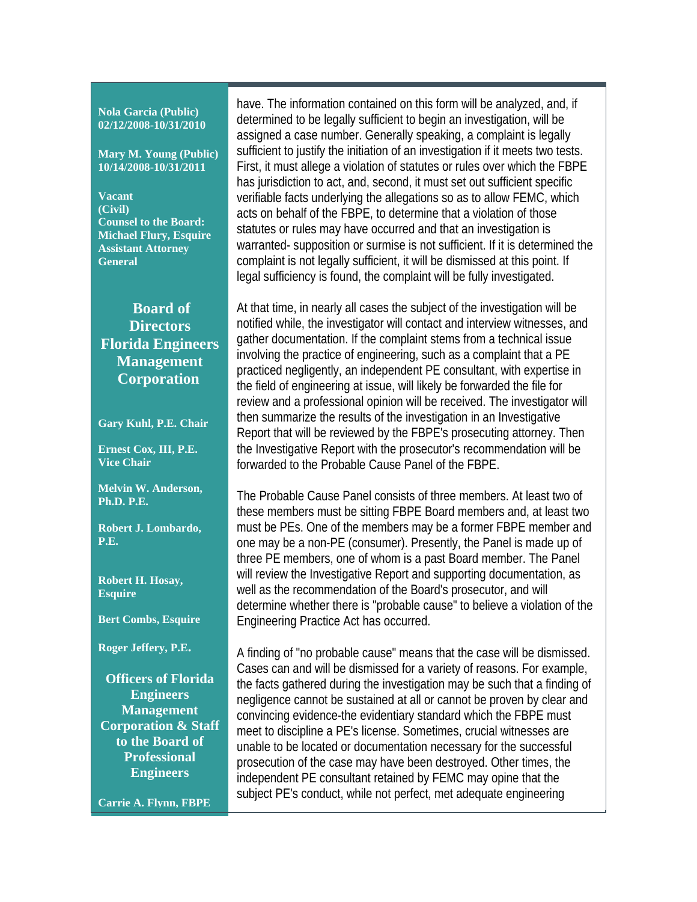**Nola Garcia (Public)**
**02/12/2008-10/31/2010**

**Mary M. Young (Public)**
**10/14/2008-10/31/2011**

**Vacant**
**(Civil)**
**Counsel to the Board:**
**Michael Flury, Esquire**
**Assistant Attorney General**

## Board of Directors Florida Engineers Management Corporation

**Gary Kuhl, P.E. Chair**

**Ernest Cox, III, P.E.**
**Vice Chair**

**Melvin W. Anderson, Ph.D. P.E.**

**Robert J. Lombardo, P.E.**

**Robert H. Hosay, Esquire**

**Bert Combs, Esquire**

**Roger Jeffery, P.E.**

## Officers of Florida Engineers Management Corporation & Staff to the Board of Professional Engineers

**Carrie A. Flynn, FBPE**

have. The information contained on this form will be analyzed, and, if determined to be legally sufficient to begin an investigation, will be assigned a case number. Generally speaking, a complaint is legally sufficient to justify the initiation of an investigation if it meets two tests. First, it must allege a violation of statutes or rules over which the FBPE has jurisdiction to act, and, second, it must set out sufficient specific verifiable facts underlying the allegations so as to allow FEMC, which acts on behalf of the FBPE, to determine that a violation of those statutes or rules may have occurred and that an investigation is warranted- supposition or surmise is not sufficient. If it is determined the complaint is not legally sufficient, it will be dismissed at this point. If legal sufficiency is found, the complaint will be fully investigated.

At that time, in nearly all cases the subject of the investigation will be notified while, the investigator will contact and interview witnesses, and gather documentation. If the complaint stems from a technical issue involving the practice of engineering, such as a complaint that a PE practiced negligently, an independent PE consultant, with expertise in the field of engineering at issue, will likely be forwarded the file for review and a professional opinion will be received. The investigator will then summarize the results of the investigation in an Investigative Report that will be reviewed by the FBPE's prosecuting attorney. Then the Investigative Report with the prosecutor's recommendation will be forwarded to the Probable Cause Panel of the FBPE.

The Probable Cause Panel consists of three members. At least two of these members must be sitting FBPE Board members and, at least two must be PEs. One of the members may be a former FBPE member and one may be a non-PE (consumer). Presently, the Panel is made up of three PE members, one of whom is a past Board member. The Panel will review the Investigative Report and supporting documentation, as well as the recommendation of the Board's prosecutor, and will determine whether there is "probable cause" to believe a violation of the Engineering Practice Act has occurred.

A finding of "no probable cause" means that the case will be dismissed. Cases can and will be dismissed for a variety of reasons. For example, the facts gathered during the investigation may be such that a finding of negligence cannot be sustained at all or cannot be proven by clear and convincing evidence-the evidentiary standard which the FBPE must meet to discipline a PE's license. Sometimes, crucial witnesses are unable to be located or documentation necessary for the successful prosecution of the case may have been destroyed. Other times, the independent PE consultant retained by FEMC may opine that the subject PE's conduct, while not perfect, met adequate engineering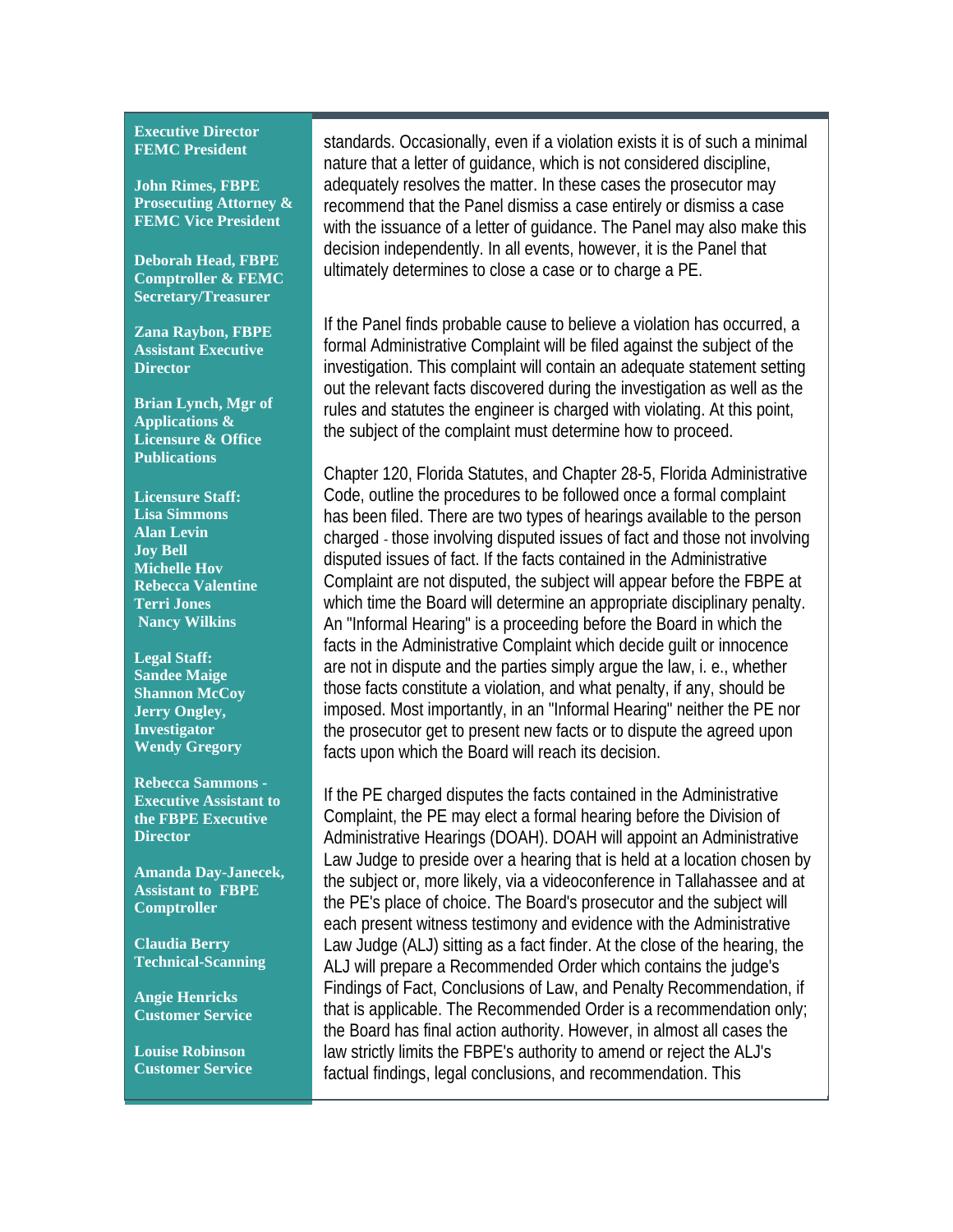**Executive Director**
**FEMC President**

**John Rimes, FBPE Prosecuting Attorney & FEMC Vice President**

**Deborah Head, FBPE Comptroller & FEMC Secretary/Treasurer**

**Zana Raybon, FBPE Assistant Executive Director**

**Brian Lynch, Mgr of Applications & Licensure & Office Publications**

**Licensure Staff:**
**Lisa Simmons**
**Alan Levin**
**Joy Bell**
**Michelle Hov**
**Rebecca Valentine**
**Terri Jones**
**Nancy Wilkins**

**Legal Staff:**
**Sandee Maige**
**Shannon McCoy**
**Jerry Ongley, Investigator**
**Wendy Gregory**

**Rebecca Sammons - Executive Assistant to the FBPE Executive Director**

**Amanda Day-Janecek, Assistant to FBPE Comptroller**

**Claudia Berry Technical-Scanning**

**Angie Henricks Customer Service**

**Louise Robinson Customer Service**

standards. Occasionally, even if a violation exists it is of such a minimal nature that a letter of guidance, which is not considered discipline, adequately resolves the matter. In these cases the prosecutor may recommend that the Panel dismiss a case entirely or dismiss a case with the issuance of a letter of guidance. The Panel may also make this decision independently. In all events, however, it is the Panel that ultimately determines to close a case or to charge a PE.

If the Panel finds probable cause to believe a violation has occurred, a formal Administrative Complaint will be filed against the subject of the investigation. This complaint will contain an adequate statement setting out the relevant facts discovered during the investigation as well as the rules and statutes the engineer is charged with violating. At this point, the subject of the complaint must determine how to proceed.

Chapter 120, Florida Statutes, and Chapter 28-5, Florida Administrative Code, outline the procedures to be followed once a formal complaint has been filed. There are two types of hearings available to the person charged - those involving disputed issues of fact and those not involving disputed issues of fact. If the facts contained in the Administrative Complaint are not disputed, the subject will appear before the FBPE at which time the Board will determine an appropriate disciplinary penalty. An "Informal Hearing" is a proceeding before the Board in which the facts in the Administrative Complaint which decide guilt or innocence are not in dispute and the parties simply argue the law, i. e., whether those facts constitute a violation, and what penalty, if any, should be imposed. Most importantly, in an "Informal Hearing" neither the PE nor the prosecutor get to present new facts or to dispute the agreed upon facts upon which the Board will reach its decision.

If the PE charged disputes the facts contained in the Administrative Complaint, the PE may elect a formal hearing before the Division of Administrative Hearings (DOAH). DOAH will appoint an Administrative Law Judge to preside over a hearing that is held at a location chosen by the subject or, more likely, via a videoconference in Tallahassee and at the PE's place of choice. The Board's prosecutor and the subject will each present witness testimony and evidence with the Administrative Law Judge (ALJ) sitting as a fact finder. At the close of the hearing, the ALJ will prepare a Recommended Order which contains the judge's Findings of Fact, Conclusions of Law, and Penalty Recommendation, if that is applicable. The Recommended Order is a recommendation only; the Board has final action authority. However, in almost all cases the law strictly limits the FBPE's authority to amend or reject the ALJ's factual findings, legal conclusions, and recommendation. This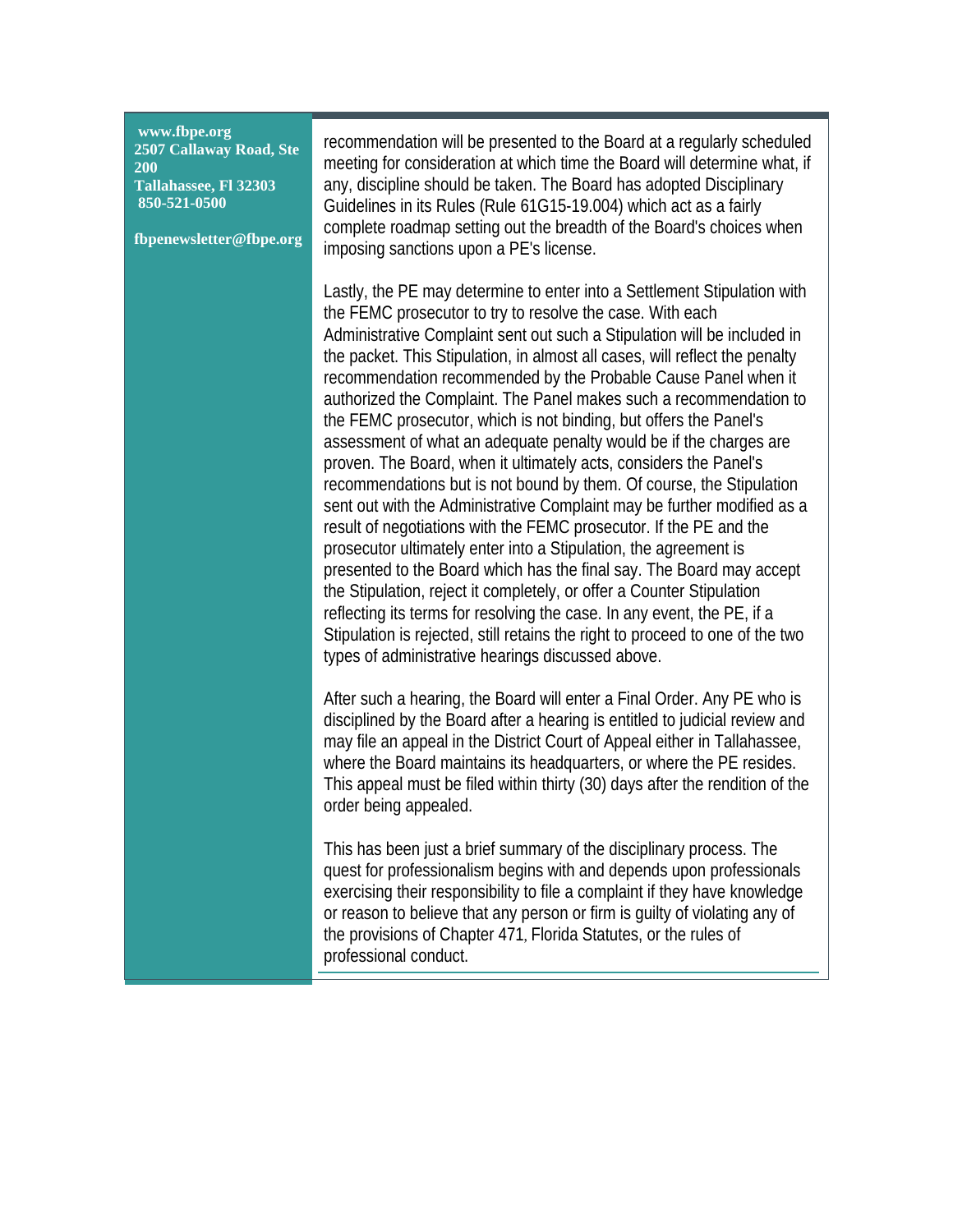www.fbpe.org
2507 Callaway Road, Ste 200
Tallahassee, Fl 32303
850-521-0500

fbpenewsletter@fbpe.org

recommendation will be presented to the Board at a regularly scheduled meeting for consideration at which time the Board will determine what, if any, discipline should be taken. The Board has adopted Disciplinary Guidelines in its Rules (Rule 61G15-19.004) which act as a fairly complete roadmap setting out the breadth of the Board's choices when imposing sanctions upon a PE's license.

Lastly, the PE may determine to enter into a Settlement Stipulation with the FEMC prosecutor to try to resolve the case. With each Administrative Complaint sent out such a Stipulation will be included in the packet. This Stipulation, in almost all cases, will reflect the penalty recommendation recommended by the Probable Cause Panel when it authorized the Complaint. The Panel makes such a recommendation to the FEMC prosecutor, which is not binding, but offers the Panel's assessment of what an adequate penalty would be if the charges are proven. The Board, when it ultimately acts, considers the Panel's recommendations but is not bound by them. Of course, the Stipulation sent out with the Administrative Complaint may be further modified as a result of negotiations with the FEMC prosecutor. If the PE and the prosecutor ultimately enter into a Stipulation, the agreement is presented to the Board which has the final say. The Board may accept the Stipulation, reject it completely, or offer a Counter Stipulation reflecting its terms for resolving the case. In any event, the PE, if a Stipulation is rejected, still retains the right to proceed to one of the two types of administrative hearings discussed above.

After such a hearing, the Board will enter a Final Order. Any PE who is disciplined by the Board after a hearing is entitled to judicial review and may file an appeal in the District Court of Appeal either in Tallahassee, where the Board maintains its headquarters, or where the PE resides. This appeal must be filed within thirty (30) days after the rendition of the order being appealed.

This has been just a brief summary of the disciplinary process. The quest for professionalism begins with and depends upon professionals exercising their responsibility to file a complaint if they have knowledge or reason to believe that any person or firm is guilty of violating any of the provisions of Chapter 471, Florida Statutes, or the rules of professional conduct.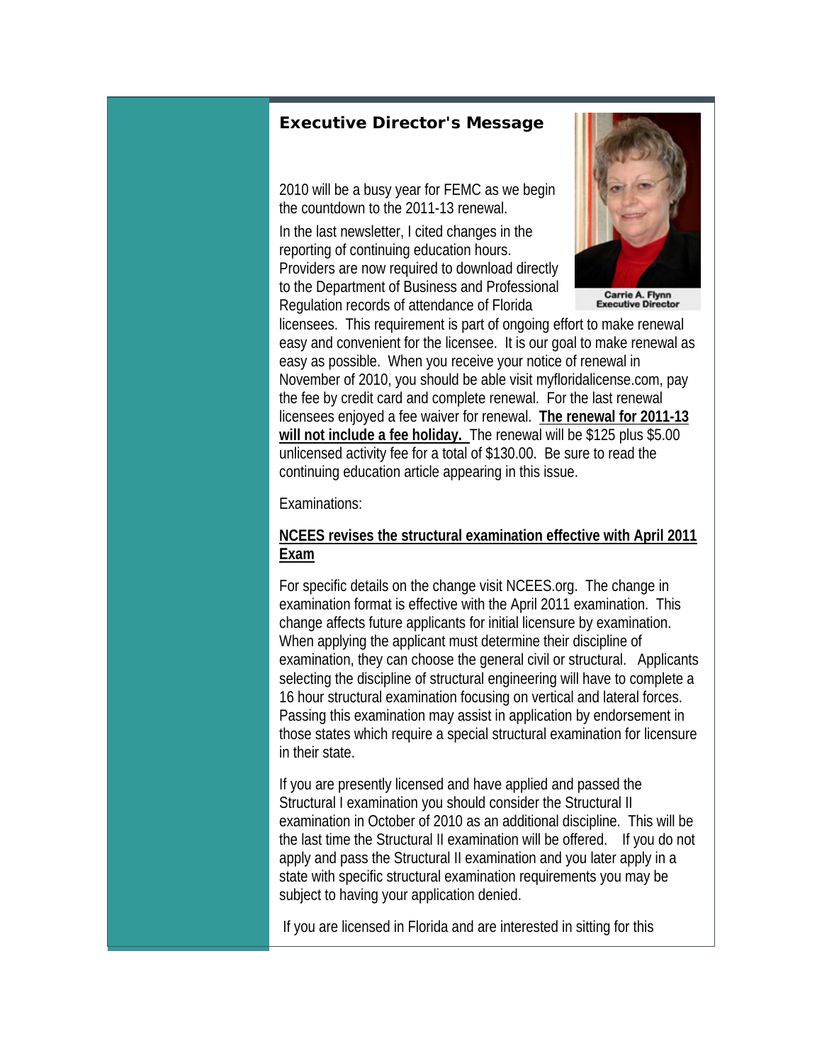## Executive Director's Message

Carrie A. Flynn
Executive Director

2010 will be a busy year for FEMC as we begin the countdown to the 2011-13 renewal.

In the last newsletter, I cited changes in the reporting of continuing education hours. Providers are now required to download directly to the Department of Business and Professional Regulation records of attendance of Florida licensees. This requirement is part of ongoing effort to make renewal easy and convenient for the licensee. It is our goal to make renewal as easy as possible. When you receive your notice of renewal in November of 2010, you should be able visit myfloridalicense.com, pay the fee by credit card and complete renewal. For the last renewal licensees enjoyed a fee waiver for renewal. **The renewal for 2011-13 will not include a fee holiday.** The renewal will be $125 plus $5.00 unlicensed activity fee for a total of $130.00. Be sure to read the continuing education article appearing in this issue.

Examinations:

**NCEES revises the structural examination effective with April 2011 Exam**

For specific details on the change visit NCEES.org. The change in examination format is effective with the April 2011 examination. This change affects future applicants for initial licensure by examination. When applying the applicant must determine their discipline of examination, they can choose the general civil or structural. Applicants selecting the discipline of structural engineering will have to complete a 16 hour structural examination focusing on vertical and lateral forces. Passing this examination may assist in application by endorsement in those states which require a special structural examination for licensure in their state.

If you are presently licensed and have applied and passed the Structural I examination you should consider the Structural II examination in October of 2010 as an additional discipline. This will be the last time the Structural II examination will be offered. If you do not apply and pass the Structural II examination and you later apply in a state with specific structural examination requirements you may be subject to having your application denied.

If you are licensed in Florida and are interested in sitting for this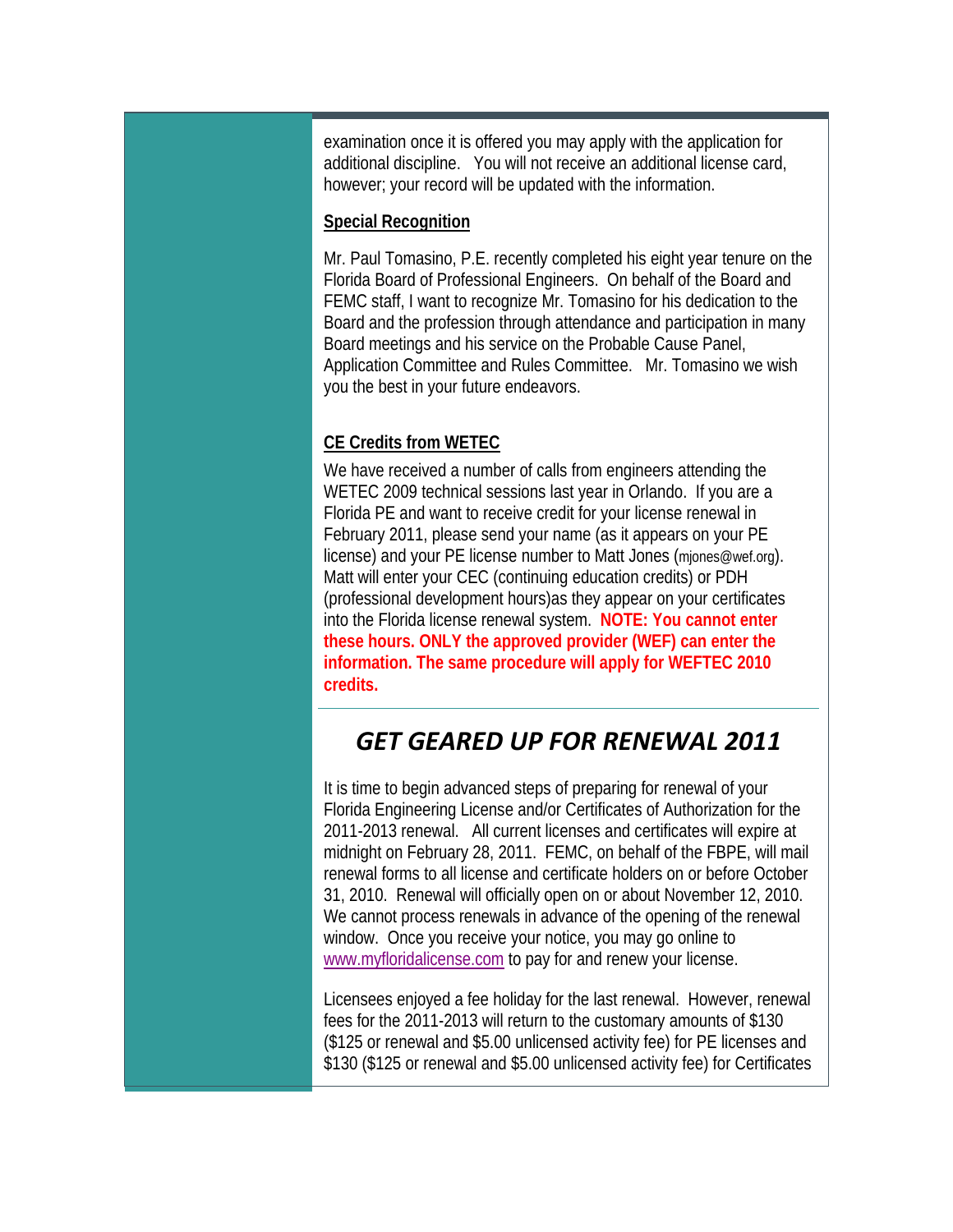examination once it is offered you may apply with the application for additional discipline. You will not receive an additional license card, however; your record will be updated with the information.

**Special Recognition**

Mr. Paul Tomasino, P.E. recently completed his eight year tenure on the Florida Board of Professional Engineers. On behalf of the Board and FEMC staff, I want to recognize Mr. Tomasino for his dedication to the Board and the profession through attendance and participation in many Board meetings and his service on the Probable Cause Panel, Application Committee and Rules Committee. Mr. Tomasino we wish you the best in your future endeavors.

**CE Credits from WETEC**

We have received a number of calls from engineers attending the WETEC 2009 technical sessions last year in Orlando. If you are a Florida PE and want to receive credit for your license renewal in February 2011, please send your name (as it appears on your PE license) and your PE license number to Matt Jones (mjones@wef.org). Matt will enter your CEC (continuing education credits) or PDH (professional development hours)as they appear on your certificates into the Florida license renewal system. **NOTE: You cannot enter these hours. ONLY the approved provider (WEF) can enter the information. The same procedure will apply for WEFTEC 2010 credits.**

---

## *GET GEARED UP FOR RENEWAL 2011*

It is time to begin advanced steps of preparing for renewal of your Florida Engineering License and/or Certificates of Authorization for the 2011-2013 renewal. All current licenses and certificates will expire at midnight on February 28, 2011. FEMC, on behalf of the FBPE, will mail renewal forms to all license and certificate holders on or before October 31, 2010. Renewal will officially open on or about November 12, 2010. We cannot process renewals in advance of the opening of the renewal window. Once you receive your notice, you may go online to www.myfloridalicense.com to pay for and renew your license.

Licensees enjoyed a fee holiday for the last renewal. However, renewal fees for the 2011-2013 will return to the customary amounts of $130 ($125 or renewal and $5.00 unlicensed activity fee) for PE licenses and $130 ($125 or renewal and $5.00 unlicensed activity fee) for Certificates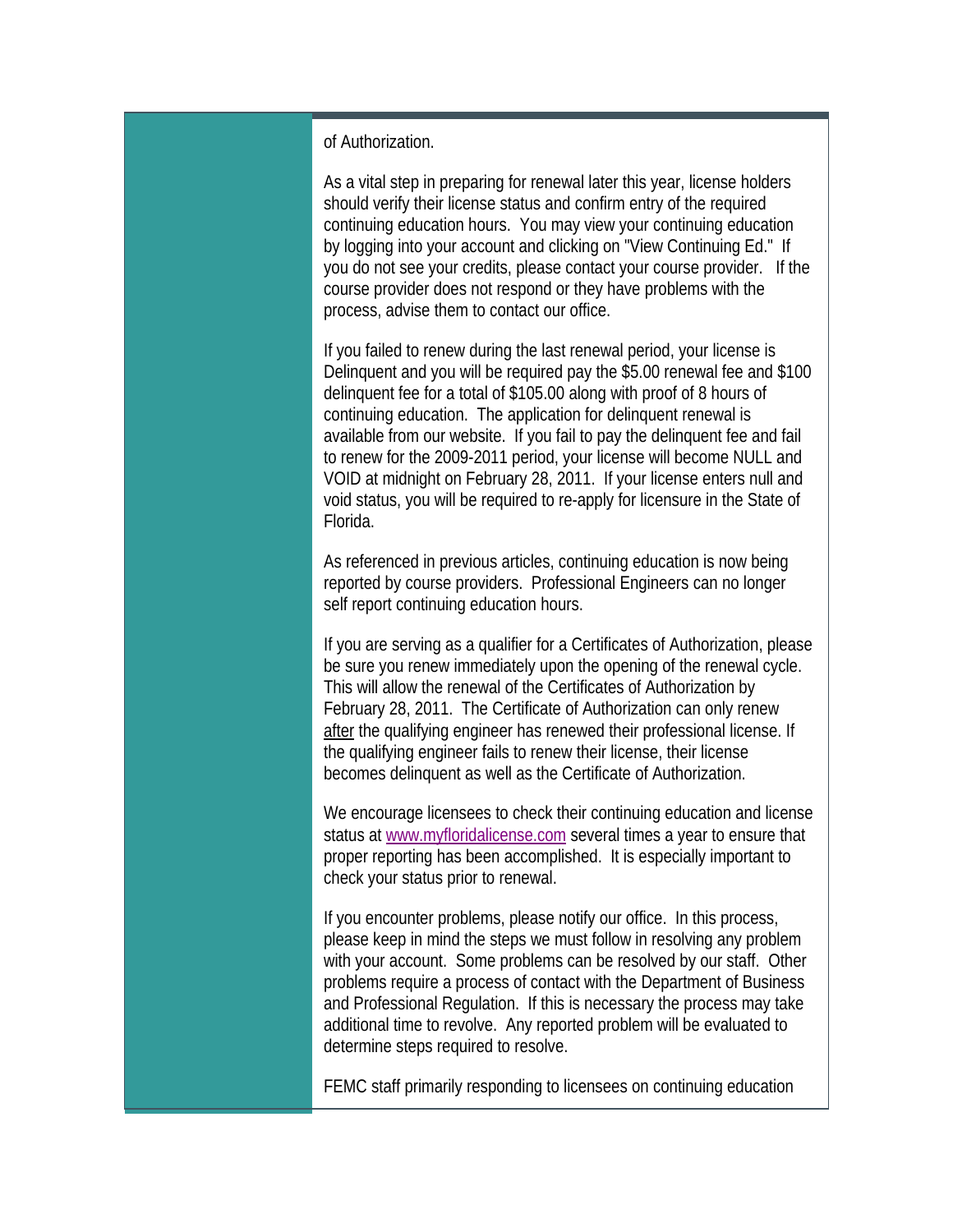of Authorization.

As a vital step in preparing for renewal later this year, license holders should verify their license status and confirm entry of the required continuing education hours. You may view your continuing education by logging into your account and clicking on "View Continuing Ed." If you do not see your credits, please contact your course provider. If the course provider does not respond or they have problems with the process, advise them to contact our office.

If you failed to renew during the last renewal period, your license is Delinquent and you will be required pay the $5.00 renewal fee and $100 delinquent fee for a total of $105.00 along with proof of 8 hours of continuing education. The application for delinquent renewal is available from our website. If you fail to pay the delinquent fee and fail to renew for the 2009-2011 period, your license will become NULL and VOID at midnight on February 28, 2011. If your license enters null and void status, you will be required to re-apply for licensure in the State of Florida.

As referenced in previous articles, continuing education is now being reported by course providers. Professional Engineers can no longer self report continuing education hours.

If you are serving as a qualifier for a Certificates of Authorization, please be sure you renew immediately upon the opening of the renewal cycle. This will allow the renewal of the Certificates of Authorization by February 28, 2011. The Certificate of Authorization can only renew <u>after</u> the qualifying engineer has renewed their professional license. If the qualifying engineer fails to renew their license, their license becomes delinquent as well as the Certificate of Authorization.

We encourage licensees to check their continuing education and license status at [www.myfloridalicense.com](http://www.myfloridalicense.com) several times a year to ensure that proper reporting has been accomplished. It is especially important to check your status prior to renewal.

If you encounter problems, please notify our office. In this process, please keep in mind the steps we must follow in resolving any problem with your account. Some problems can be resolved by our staff. Other problems require a process of contact with the Department of Business and Professional Regulation. If this is necessary the process may take additional time to revolve. Any reported problem will be evaluated to determine steps required to resolve.

FEMC staff primarily responding to licensees on continuing education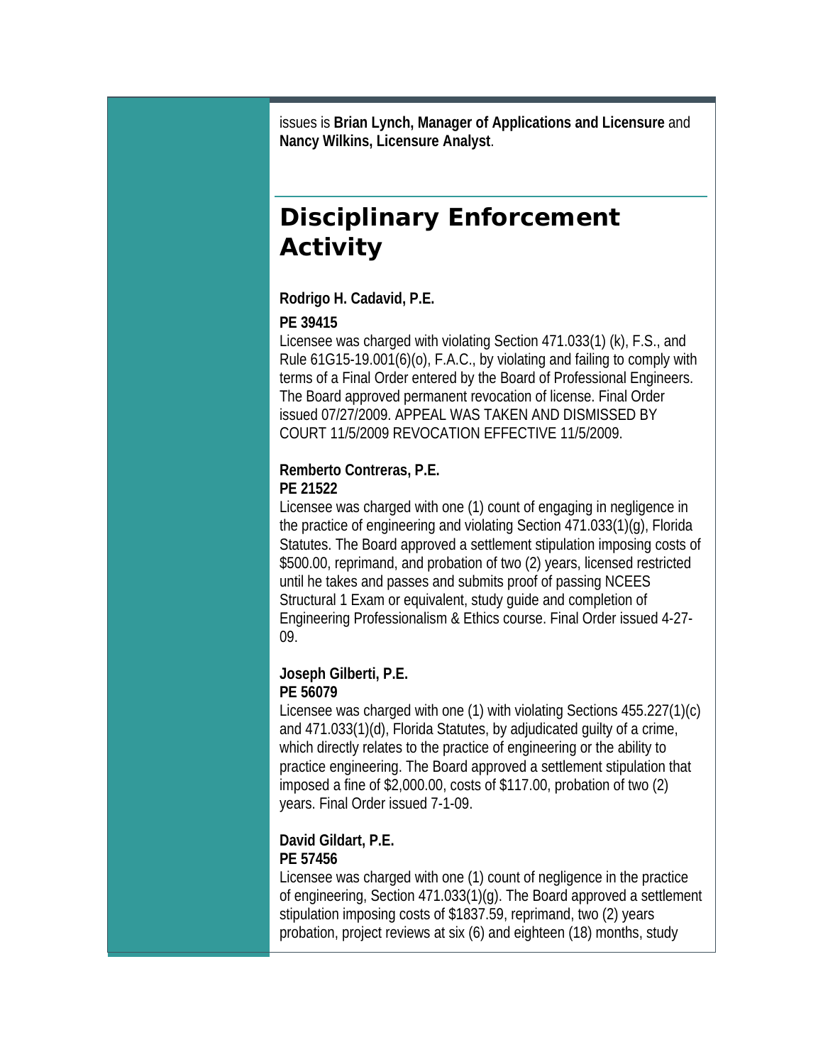issues is **Brian Lynch, Manager of Applications and Licensure** and **Nancy Wilkins, Licensure Analyst**.

## Disciplinary Enforcement Activity

**Rodrigo H. Cadavid, P.E.**

**PE 39415**

Licensee was charged with violating Section 471.033(1) (k), F.S., and Rule 61G15-19.001(6)(o), F.A.C., by violating and failing to comply with terms of a Final Order entered by the Board of Professional Engineers. The Board approved permanent revocation of license. Final Order issued 07/27/2009. APPEAL WAS TAKEN AND DISMISSED BY COURT 11/5/2009 REVOCATION EFFECTIVE 11/5/2009.

**Remberto Contreras, P.E.**
**PE 21522**

Licensee was charged with one (1) count of engaging in negligence in the practice of engineering and violating Section 471.033(1)(g), Florida Statutes. The Board approved a settlement stipulation imposing costs of \$500.00, reprimand, and probation of two (2) years, licensed restricted until he takes and passes and submits proof of passing NCEES Structural 1 Exam or equivalent, study guide and completion of Engineering Professionalism & Ethics course. Final Order issued 4-27-09.

**Joseph Gilberti, P.E.**
**PE 56079**

Licensee was charged with one (1) with violating Sections 455.227(1)(c) and 471.033(1)(d), Florida Statutes, by adjudicated guilty of a crime, which directly relates to the practice of engineering or the ability to practice engineering. The Board approved a settlement stipulation that imposed a fine of \$2,000.00, costs of \$117.00, probation of two (2) years. Final Order issued 7-1-09.

**David Gildart, P.E.**
**PE 57456**

Licensee was charged with one (1) count of negligence in the practice of engineering, Section 471.033(1)(g). The Board approved a settlement stipulation imposing costs of \$1837.59, reprimand, two (2) years probation, project reviews at six (6) and eighteen (18) months, study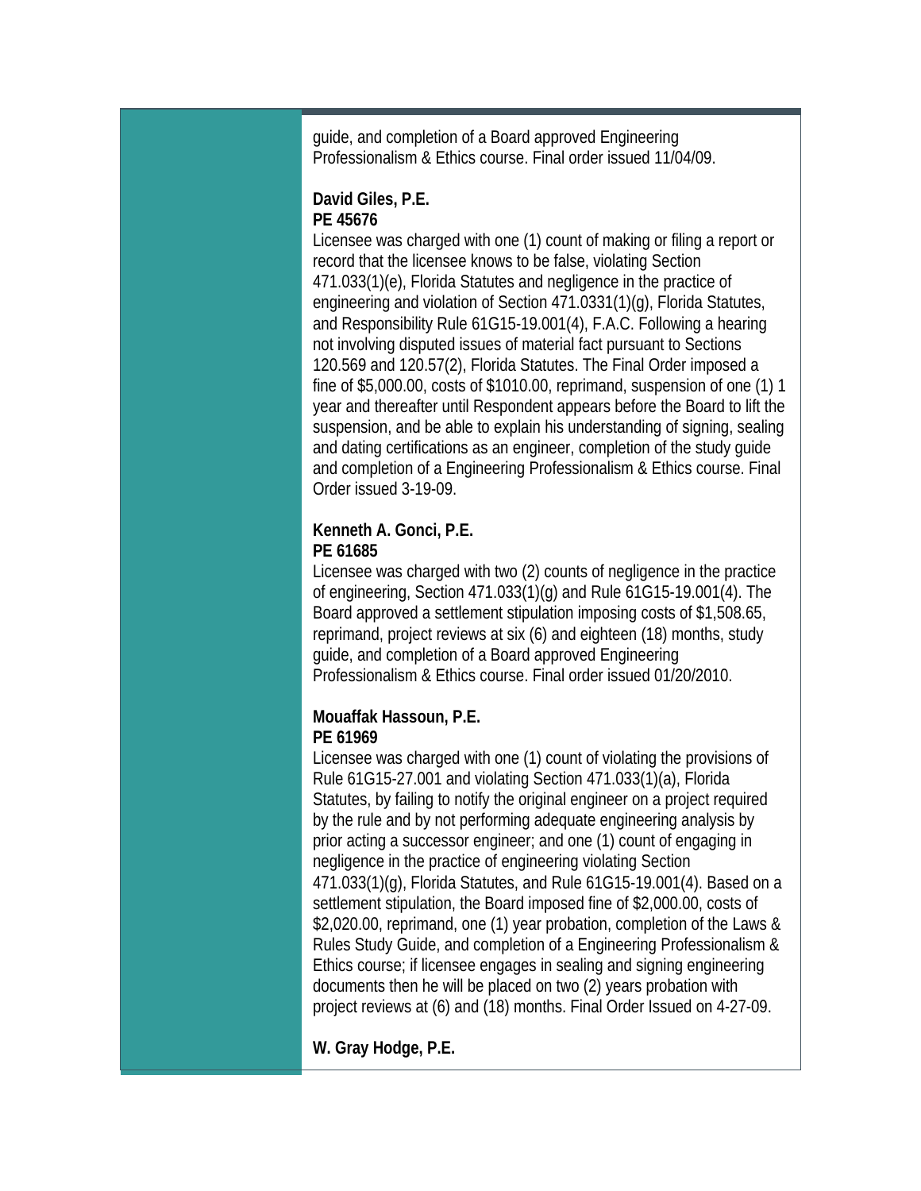guide, and completion of a Board approved Engineering Professionalism & Ethics course. Final order issued 11/04/09.

**David Giles, P.E.**
**PE 45676**

Licensee was charged with one (1) count of making or filing a report or record that the licensee knows to be false, violating Section 471.033(1)(e), Florida Statutes and negligence in the practice of engineering and violation of Section 471.0331(1)(g), Florida Statutes, and Responsibility Rule 61G15-19.001(4), F.A.C. Following a hearing not involving disputed issues of material fact pursuant to Sections 120.569 and 120.57(2), Florida Statutes. The Final Order imposed a fine of $5,000.00, costs of $1010.00, reprimand, suspension of one (1) 1 year and thereafter until Respondent appears before the Board to lift the suspension, and be able to explain his understanding of signing, sealing and dating certifications as an engineer, completion of the study guide and completion of a Engineering Professionalism & Ethics course. Final Order issued 3-19-09.

**Kenneth A. Gonci, P.E.**
**PE 61685**

Licensee was charged with two (2) counts of negligence in the practice of engineering, Section 471.033(1)(g) and Rule 61G15-19.001(4). The Board approved a settlement stipulation imposing costs of $1,508.65, reprimand, project reviews at six (6) and eighteen (18) months, study guide, and completion of a Board approved Engineering Professionalism & Ethics course. Final order issued 01/20/2010.

**Mouaffak Hassoun, P.E.**
**PE 61969**

Licensee was charged with one (1) count of violating the provisions of Rule 61G15-27.001 and violating Section 471.033(1)(a), Florida Statutes, by failing to notify the original engineer on a project required by the rule and by not performing adequate engineering analysis by prior acting a successor engineer; and one (1) count of engaging in negligence in the practice of engineering violating Section 471.033(1)(g), Florida Statutes, and Rule 61G15-19.001(4). Based on a settlement stipulation, the Board imposed fine of $2,000.00, costs of $2,020.00, reprimand, one (1) year probation, completion of the Laws & Rules Study Guide, and completion of a Engineering Professionalism & Ethics course; if licensee engages in sealing and signing engineering documents then he will be placed on two (2) years probation with project reviews at (6) and (18) months. Final Order Issued on 4-27-09.

**W. Gray Hodge, P.E.**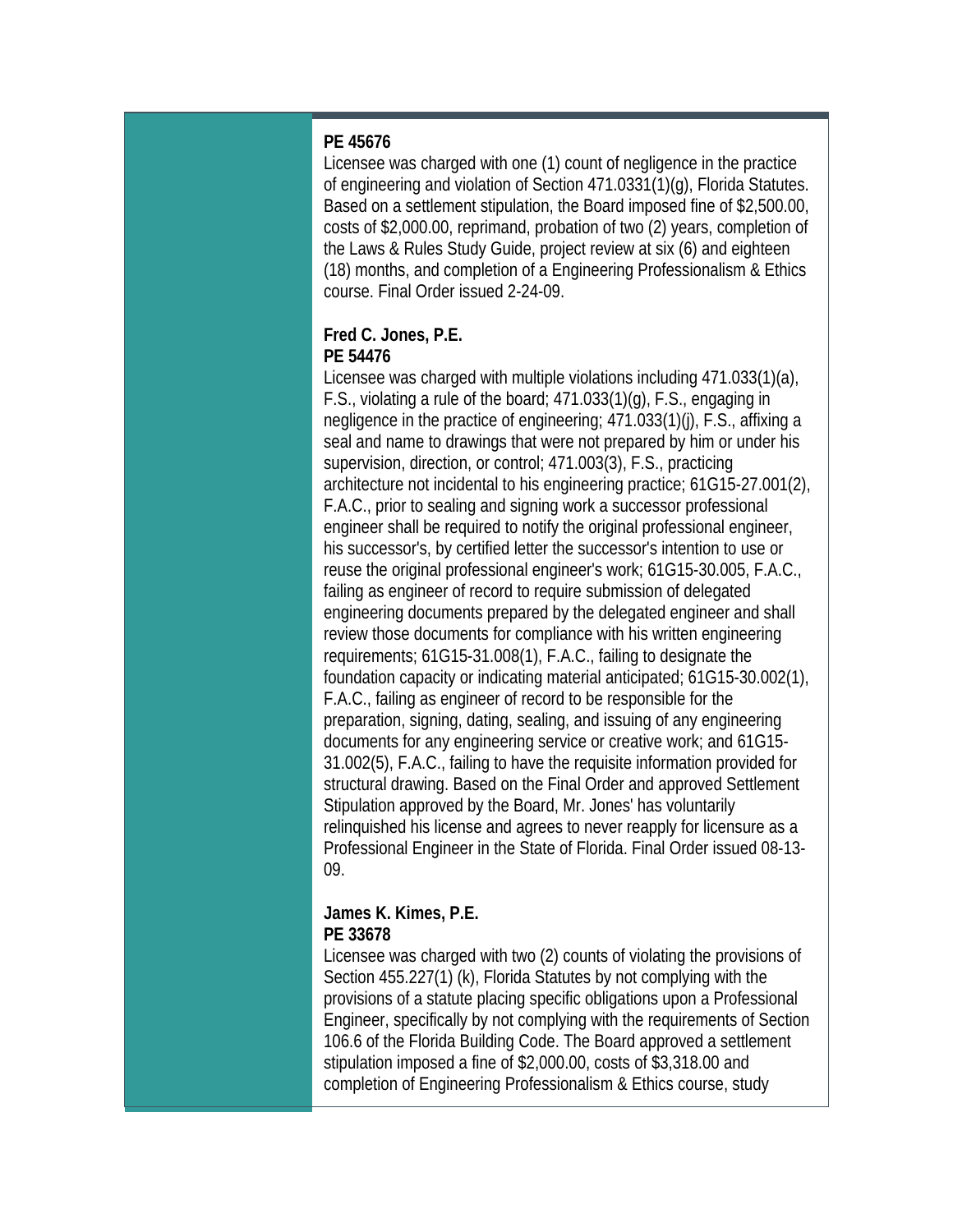**PE 45676**
Licensee was charged with one (1) count of negligence in the practice of engineering and violation of Section 471.0331(1)(g), Florida Statutes. Based on a settlement stipulation, the Board imposed fine of $2,500.00, costs of $2,000.00, reprimand, probation of two (2) years, completion of the Laws & Rules Study Guide, project review at six (6) and eighteen (18) months, and completion of a Engineering Professionalism & Ethics course. Final Order issued 2-24-09.

**Fred C. Jones, P.E.**
**PE 54476**
Licensee was charged with multiple violations including 471.033(1)(a), F.S., violating a rule of the board; 471.033(1)(g), F.S., engaging in negligence in the practice of engineering; 471.033(1)(j), F.S., affixing a seal and name to drawings that were not prepared by him or under his supervision, direction, or control; 471.003(3), F.S., practicing architecture not incidental to his engineering practice; 61G15-27.001(2), F.A.C., prior to sealing and signing work a successor professional engineer shall be required to notify the original professional engineer, his successor's, by certified letter the successor's intention to use or reuse the original professional engineer's work; 61G15-30.005, F.A.C., failing as engineer of record to require submission of delegated engineering documents prepared by the delegated engineer and shall review those documents for compliance with his written engineering requirements; 61G15-31.008(1), F.A.C., failing to designate the foundation capacity or indicating material anticipated; 61G15-30.002(1), F.A.C., failing as engineer of record to be responsible for the preparation, signing, dating, sealing, and issuing of any engineering documents for any engineering service or creative work; and 61G15-31.002(5), F.A.C., failing to have the requisite information provided for structural drawing. Based on the Final Order and approved Settlement Stipulation approved by the Board, Mr. Jones' has voluntarily relinquished his license and agrees to never reapply for licensure as a Professional Engineer in the State of Florida. Final Order issued 08-13-09.

**James K. Kimes, P.E.**
**PE 33678**
Licensee was charged with two (2) counts of violating the provisions of Section 455.227(1) (k), Florida Statutes by not complying with the provisions of a statute placing specific obligations upon a Professional Engineer, specifically by not complying with the requirements of Section 106.6 of the Florida Building Code. The Board approved a settlement stipulation imposed a fine of $2,000.00, costs of $3,318.00 and completion of Engineering Professionalism & Ethics course, study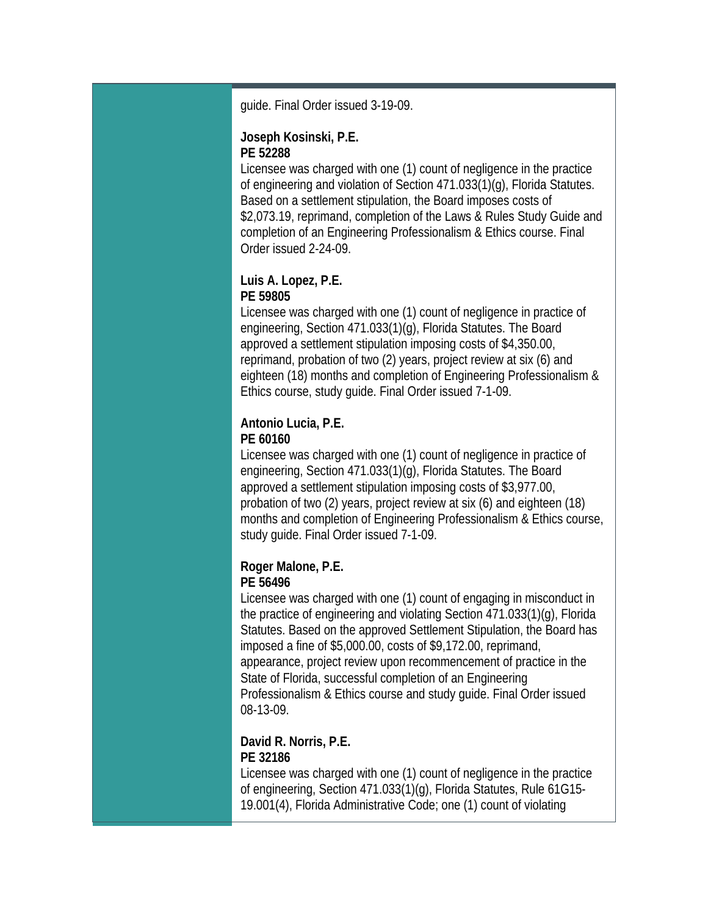guide. Final Order issued 3-19-09.

**Joseph Kosinski, P.E.**
**PE 52288**
Licensee was charged with one (1) count of negligence in the practice of engineering and violation of Section 471.033(1)(g), Florida Statutes. Based on a settlement stipulation, the Board imposes costs of $2,073.19, reprimand, completion of the Laws & Rules Study Guide and completion of an Engineering Professionalism & Ethics course. Final Order issued 2-24-09.

**Luis A. Lopez, P.E.**
**PE 59805**
Licensee was charged with one (1) count of negligence in practice of engineering, Section 471.033(1)(g), Florida Statutes. The Board approved a settlement stipulation imposing costs of $4,350.00, reprimand, probation of two (2) years, project review at six (6) and eighteen (18) months and completion of Engineering Professionalism & Ethics course, study guide. Final Order issued 7-1-09.

**Antonio Lucia, P.E.**
**PE 60160**
Licensee was charged with one (1) count of negligence in practice of engineering, Section 471.033(1)(g), Florida Statutes. The Board approved a settlement stipulation imposing costs of $3,977.00, probation of two (2) years, project review at six (6) and eighteen (18) months and completion of Engineering Professionalism & Ethics course, study guide. Final Order issued 7-1-09.

**Roger Malone, P.E.**
**PE 56496**
Licensee was charged with one (1) count of engaging in misconduct in the practice of engineering and violating Section 471.033(1)(g), Florida Statutes. Based on the approved Settlement Stipulation, the Board has imposed a fine of $5,000.00, costs of $9,172.00, reprimand, appearance, project review upon recommencement of practice in the State of Florida, successful completion of an Engineering Professionalism & Ethics course and study guide. Final Order issued 08-13-09.

**David R. Norris, P.E.**
**PE 32186**
Licensee was charged with one (1) count of negligence in the practice of engineering, Section 471.033(1)(g), Florida Statutes, Rule 61G15-19.001(4), Florida Administrative Code; one (1) count of violating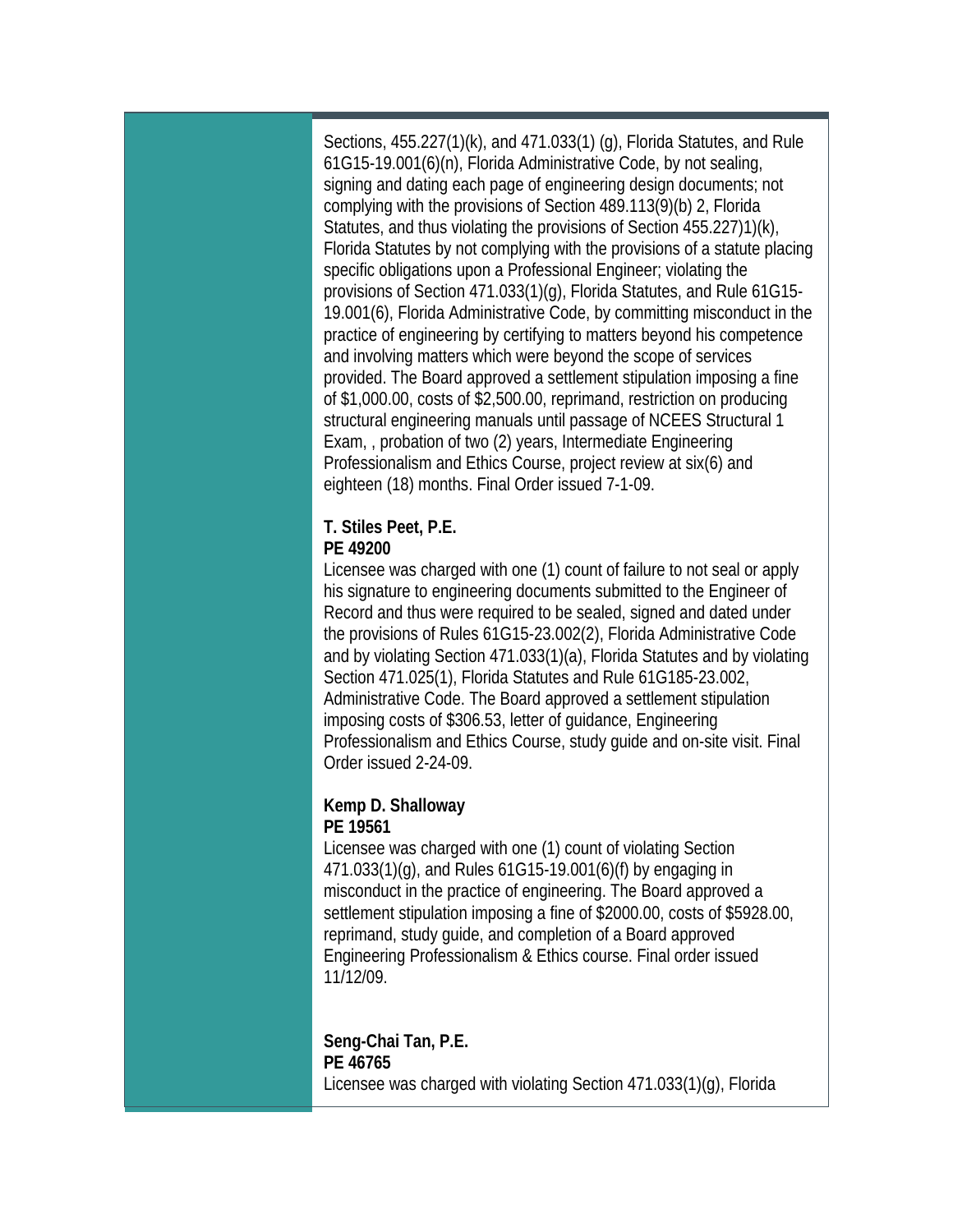Sections, 455.227(1)(k), and 471.033(1) (g), Florida Statutes, and Rule 61G15-19.001(6)(n), Florida Administrative Code, by not sealing, signing and dating each page of engineering design documents; not complying with the provisions of Section 489.113(9)(b) 2, Florida Statutes, and thus violating the provisions of Section 455.227)1)(k), Florida Statutes by not complying with the provisions of a statute placing specific obligations upon a Professional Engineer; violating the provisions of Section 471.033(1)(g), Florida Statutes, and Rule 61G15-19.001(6), Florida Administrative Code, by committing misconduct in the practice of engineering by certifying to matters beyond his competence and involving matters which were beyond the scope of services provided. The Board approved a settlement stipulation imposing a fine of $1,000.00, costs of $2,500.00, reprimand, restriction on producing structural engineering manuals until passage of NCEES Structural 1 Exam, , probation of two (2) years, Intermediate Engineering Professionalism and Ethics Course, project review at six(6) and eighteen (18) months. Final Order issued 7-1-09.

**T. Stiles Peet, P.E.**
**PE 49200**
Licensee was charged with one (1) count of failure to not seal or apply his signature to engineering documents submitted to the Engineer of Record and thus were required to be sealed, signed and dated under the provisions of Rules 61G15-23.002(2), Florida Administrative Code and by violating Section 471.033(1)(a), Florida Statutes and by violating Section 471.025(1), Florida Statutes and Rule 61G185-23.002, Administrative Code. The Board approved a settlement stipulation imposing costs of $306.53, letter of guidance, Engineering Professionalism and Ethics Course, study guide and on-site visit. Final Order issued 2-24-09.

**Kemp D. Shalloway**
**PE 19561**
Licensee was charged with one (1) count of violating Section 471.033(1)(g), and Rules 61G15-19.001(6)(f) by engaging in misconduct in the practice of engineering. The Board approved a settlement stipulation imposing a fine of $2000.00, costs of $5928.00, reprimand, study guide, and completion of a Board approved Engineering Professionalism & Ethics course. Final order issued 11/12/09.

**Seng-Chai Tan, P.E.**
**PE 46765**
Licensee was charged with violating Section 471.033(1)(g), Florida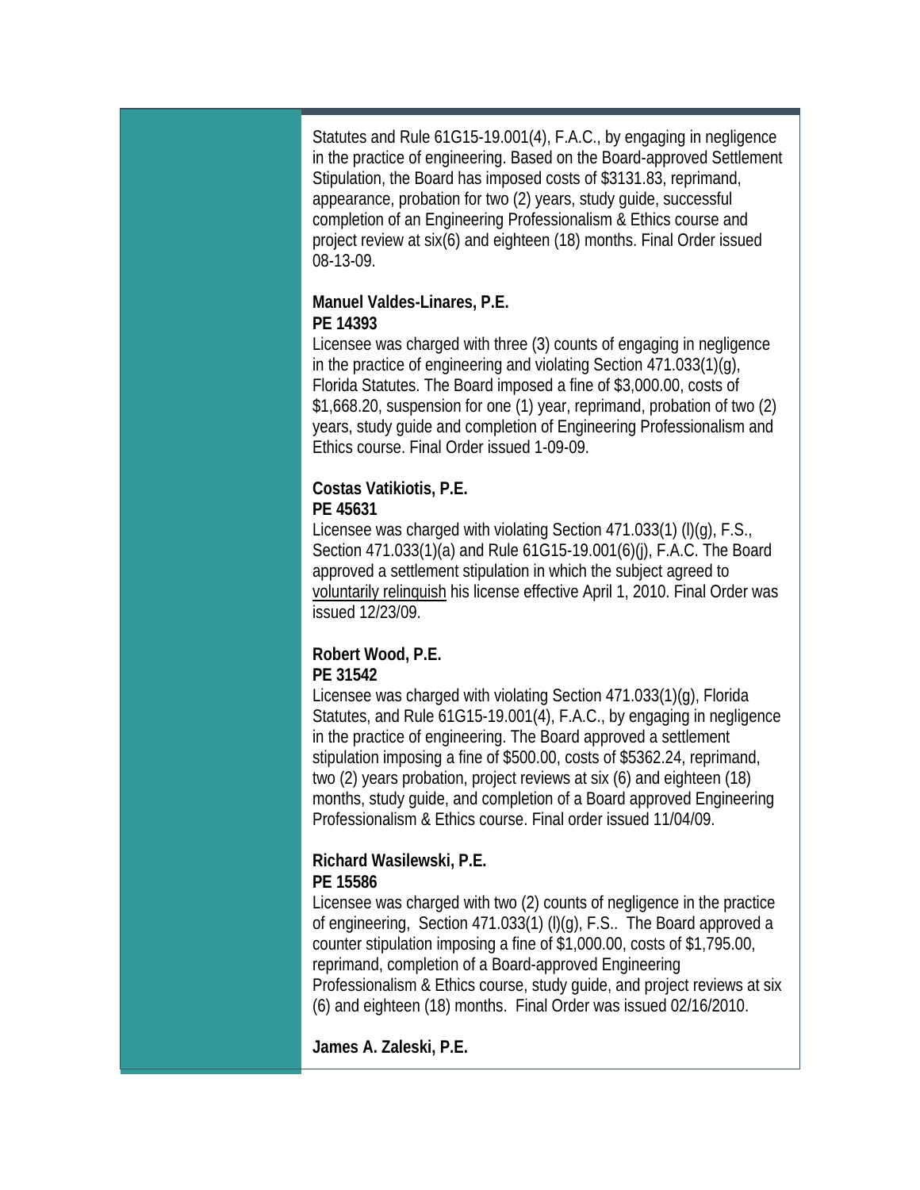Statutes and Rule 61G15-19.001(4), F.A.C., by engaging in negligence in the practice of engineering. Based on the Board-approved Settlement Stipulation, the Board has imposed costs of $3131.83, reprimand, appearance, probation for two (2) years, study guide, successful completion of an Engineering Professionalism & Ethics course and project review at six(6) and eighteen (18) months. Final Order issued 08-13-09.

**Manuel Valdes-Linares, P.E.**
**PE 14393**
Licensee was charged with three (3) counts of engaging in negligence in the practice of engineering and violating Section 471.033(1)(g), Florida Statutes. The Board imposed a fine of $3,000.00, costs of $1,668.20, suspension for one (1) year, reprimand, probation of two (2) years, study guide and completion of Engineering Professionalism and Ethics course. Final Order issued 1-09-09.

**Costas Vatikiotis, P.E.**
**PE 45631**
Licensee was charged with violating Section 471.033(1) (l)(g), F.S., Section 471.033(1)(a) and Rule 61G15-19.001(6)(j), F.A.C. The Board approved a settlement stipulation in which the subject agreed to voluntarily relinquish his license effective April 1, 2010. Final Order was issued 12/23/09.

**Robert Wood, P.E.**
**PE 31542**
Licensee was charged with violating Section 471.033(1)(g), Florida Statutes, and Rule 61G15-19.001(4), F.A.C., by engaging in negligence in the practice of engineering. The Board approved a settlement stipulation imposing a fine of $500.00, costs of $5362.24, reprimand, two (2) years probation, project reviews at six (6) and eighteen (18) months, study guide, and completion of a Board approved Engineering Professionalism & Ethics course. Final order issued 11/04/09.

**Richard Wasilewski, P.E.**
**PE 15586**
Licensee was charged with two (2) counts of negligence in the practice of engineering, Section 471.033(1) (l)(g), F.S.. The Board approved a counter stipulation imposing a fine of $1,000.00, costs of $1,795.00, reprimand, completion of a Board-approved Engineering Professionalism & Ethics course, study guide, and project reviews at six (6) and eighteen (18) months. Final Order was issued 02/16/2010.

**James A. Zaleski, P.E.**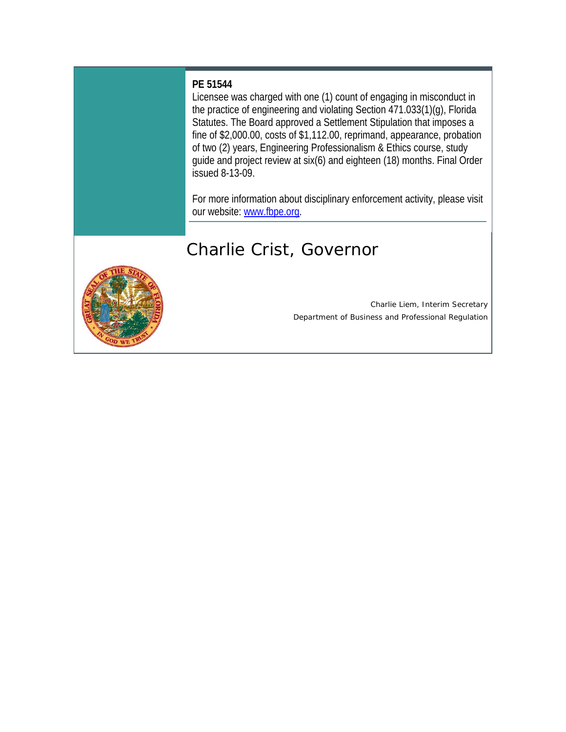**PE 51544**

Licensee was charged with one (1) count of engaging in misconduct in the practice of engineering and violating Section 471.033(1)(g), Florida Statutes. The Board approved a Settlement Stipulation that imposes a fine of $2,000.00, costs of $1,112.00, reprimand, appearance, probation of two (2) years, Engineering Professionalism & Ethics course, study guide and project review at six(6) and eighteen (18) months. Final Order issued 8-13-09.

For more information about disciplinary enforcement activity, please visit our website: [www.fbpe.org](http://www.fbpe.org).

Charlie Crist, Governor

Charlie Liem, Interim Secretary
Department of Business and Professional Regulation